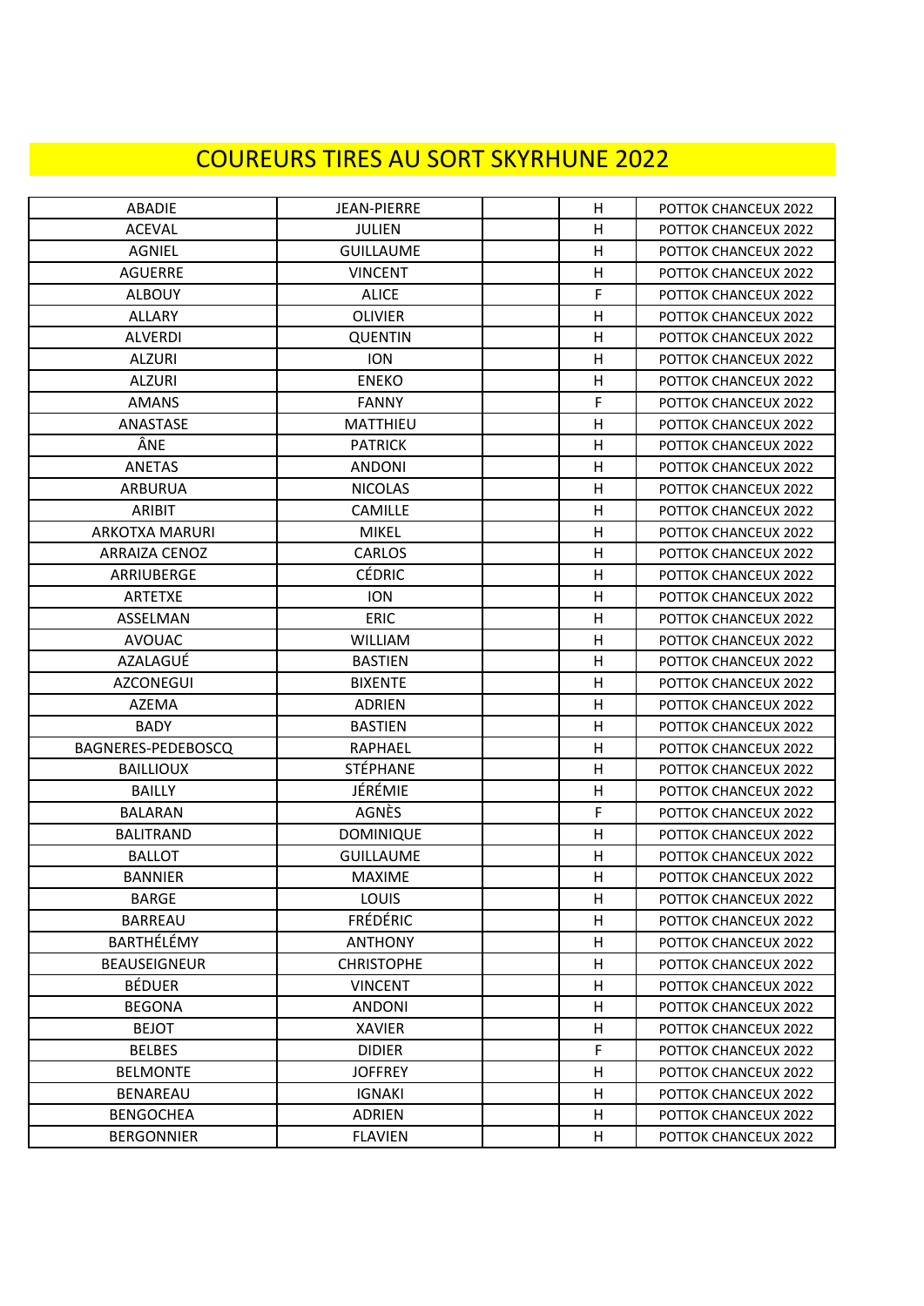# COUREURS TIRES AU SORT SKYRHUNE 2022

| | | | | |
|---|---|---|---|---|
| ABADIE | JEAN-PIERRE | | H | POTTOK CHANCEUX 2022 |
| ACEVAL | JULIEN | | H | POTTOK CHANCEUX 2022 |
| AGNIEL | GUILLAUME | | H | POTTOK CHANCEUX 2022 |
| AGUERRE | VINCENT | | H | POTTOK CHANCEUX 2022 |
| ALBOUY | ALICE | | F | POTTOK CHANCEUX 2022 |
| ALLARY | OLIVIER | | H | POTTOK CHANCEUX 2022 |
| ALVERDI | QUENTIN | | H | POTTOK CHANCEUX 2022 |
| ALZURI | ION | | H | POTTOK CHANCEUX 2022 |
| ALZURI | ENEKO | | H | POTTOK CHANCEUX 2022 |
| AMANS | FANNY | | F | POTTOK CHANCEUX 2022 |
| ANASTASE | MATTHIEU | | H | POTTOK CHANCEUX 2022 |
| ÂNE | PATRICK | | H | POTTOK CHANCEUX 2022 |
| ANETAS | ANDONI | | H | POTTOK CHANCEUX 2022 |
| ARBURUA | NICOLAS | | H | POTTOK CHANCEUX 2022 |
| ARIBIT | CAMILLE | | H | POTTOK CHANCEUX 2022 |
| ARKOTXA MARURI | MIKEL | | H | POTTOK CHANCEUX 2022 |
| ARRAIZA CENOZ | CARLOS | | H | POTTOK CHANCEUX 2022 |
| ARRIUBERGE | CÉDRIC | | H | POTTOK CHANCEUX 2022 |
| ARTETXE | ION | | H | POTTOK CHANCEUX 2022 |
| ASSELMAN | ERIC | | H | POTTOK CHANCEUX 2022 |
| AVOUAC | WILLIAM | | H | POTTOK CHANCEUX 2022 |
| AZALAGUÉ | BASTIEN | | H | POTTOK CHANCEUX 2022 |
| AZCONEGUI | BIXENTE | | H | POTTOK CHANCEUX 2022 |
| AZEMA | ADRIEN | | H | POTTOK CHANCEUX 2022 |
| BADY | BASTIEN | | H | POTTOK CHANCEUX 2022 |
| BAGNERES-PEDEBOSCQ | RAPHAEL | | H | POTTOK CHANCEUX 2022 |
| BAILLIOUX | STÉPHANE | | H | POTTOK CHANCEUX 2022 |
| BAILLY | JÉRÉMIE | | H | POTTOK CHANCEUX 2022 |
| BALARAN | AGNÈS | | F | POTTOK CHANCEUX 2022 |
| BALITRAND | DOMINIQUE | | H | POTTOK CHANCEUX 2022 |
| BALLOT | GUILLAUME | | H | POTTOK CHANCEUX 2022 |
| BANNIER | MAXIME | | H | POTTOK CHANCEUX 2022 |
| BARGE | LOUIS | | H | POTTOK CHANCEUX 2022 |
| BARREAU | FRÉDÉRIC | | H | POTTOK CHANCEUX 2022 |
| BARTHÉLÉMY | ANTHONY | | H | POTTOK CHANCEUX 2022 |
| BEAUSEIGNEUR | CHRISTOPHE | | H | POTTOK CHANCEUX 2022 |
| BÉDUER | VINCENT | | H | POTTOK CHANCEUX 2022 |
| BEGONA | ANDONI | | H | POTTOK CHANCEUX 2022 |
| BEJOT | XAVIER | | H | POTTOK CHANCEUX 2022 |
| BELBES | DIDIER | | F | POTTOK CHANCEUX 2022 |
| BELMONTE | JOFFREY | | H | POTTOK CHANCEUX 2022 |
| BENAREAU | IGNAKI | | H | POTTOK CHANCEUX 2022 |
| BENGOCHEA | ADRIEN | | H | POTTOK CHANCEUX 2022 |
| BERGONNIER | FLAVIEN | | H | POTTOK CHANCEUX 2022 |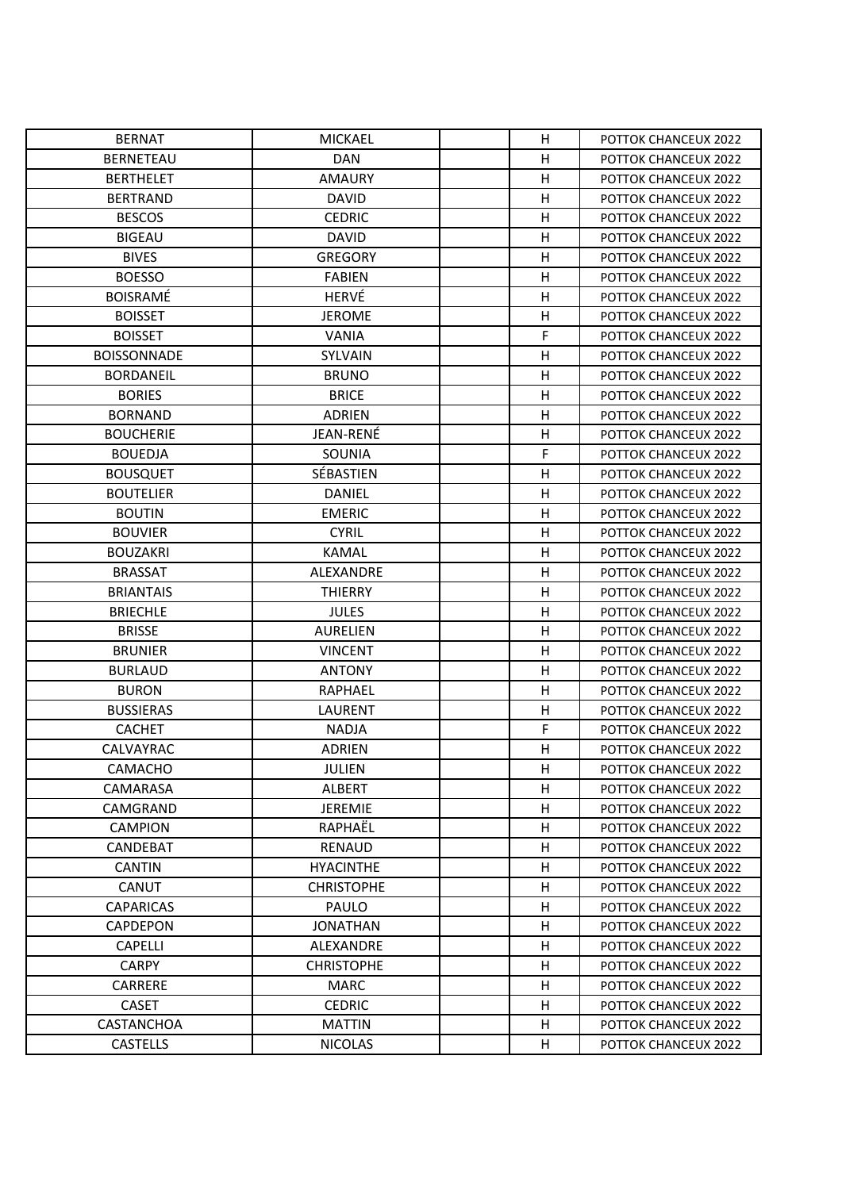| | | | | |
|---|---|---|---|---|
| BERNAT | MICKAEL | | H | POTTOK CHANCEUX 2022 |
| BERNETEAU | DAN | | H | POTTOK CHANCEUX 2022 |
| BERTHELET | AMAURY | | H | POTTOK CHANCEUX 2022 |
| BERTRAND | DAVID | | H | POTTOK CHANCEUX 2022 |
| BESCOS | CEDRIC | | H | POTTOK CHANCEUX 2022 |
| BIGEAU | DAVID | | H | POTTOK CHANCEUX 2022 |
| BIVES | GREGORY | | H | POTTOK CHANCEUX 2022 |
| BOESSO | FABIEN | | H | POTTOK CHANCEUX 2022 |
| BOISRAMÉ | HERVÉ | | H | POTTOK CHANCEUX 2022 |
| BOISSET | JEROME | | H | POTTOK CHANCEUX 2022 |
| BOISSET | VANIA | | F | POTTOK CHANCEUX 2022 |
| BOISSONNADE | SYLVAIN | | H | POTTOK CHANCEUX 2022 |
| BORDANEIL | BRUNO | | H | POTTOK CHANCEUX 2022 |
| BORIES | BRICE | | H | POTTOK CHANCEUX 2022 |
| BORNAND | ADRIEN | | H | POTTOK CHANCEUX 2022 |
| BOUCHERIE | JEAN-RENÉ | | H | POTTOK CHANCEUX 2022 |
| BOUEDJA | SOUNIA | | F | POTTOK CHANCEUX 2022 |
| BOUSQUET | SÉBASTIEN | | H | POTTOK CHANCEUX 2022 |
| BOUTELIER | DANIEL | | H | POTTOK CHANCEUX 2022 |
| BOUTIN | EMERIC | | H | POTTOK CHANCEUX 2022 |
| BOUVIER | CYRIL | | H | POTTOK CHANCEUX 2022 |
| BOUZAKRI | KAMAL | | H | POTTOK CHANCEUX 2022 |
| BRASSAT | ALEXANDRE | | H | POTTOK CHANCEUX 2022 |
| BRIANTAIS | THIERRY | | H | POTTOK CHANCEUX 2022 |
| BRIECHLE | JULES | | H | POTTOK CHANCEUX 2022 |
| BRISSE | AURELIEN | | H | POTTOK CHANCEUX 2022 |
| BRUNIER | VINCENT | | H | POTTOK CHANCEUX 2022 |
| BURLAUD | ANTONY | | H | POTTOK CHANCEUX 2022 |
| BURON | RAPHAEL | | H | POTTOK CHANCEUX 2022 |
| BUSSIERAS | LAURENT | | H | POTTOK CHANCEUX 2022 |
| CACHET | NADJA | | F | POTTOK CHANCEUX 2022 |
| CALVAYRAC | ADRIEN | | H | POTTOK CHANCEUX 2022 |
| CAMACHO | JULIEN | | H | POTTOK CHANCEUX 2022 |
| CAMARASA | ALBERT | | H | POTTOK CHANCEUX 2022 |
| CAMGRAND | JEREMIE | | H | POTTOK CHANCEUX 2022 |
| CAMPION | RAPHAËL | | H | POTTOK CHANCEUX 2022 |
| CANDEBAT | RENAUD | | H | POTTOK CHANCEUX 2022 |
| CANTIN | HYACINTHE | | H | POTTOK CHANCEUX 2022 |
| CANUT | CHRISTOPHE | | H | POTTOK CHANCEUX 2022 |
| CAPARICAS | PAULO | | H | POTTOK CHANCEUX 2022 |
| CAPDEPON | JONATHAN | | H | POTTOK CHANCEUX 2022 |
| CAPELLI | ALEXANDRE | | H | POTTOK CHANCEUX 2022 |
| CARPY | CHRISTOPHE | | H | POTTOK CHANCEUX 2022 |
| CARRERE | MARC | | H | POTTOK CHANCEUX 2022 |
| CASET | CEDRIC | | H | POTTOK CHANCEUX 2022 |
| CASTANCHOA | MATTIN | | H | POTTOK CHANCEUX 2022 |
| CASTELLS | NICOLAS | | H | POTTOK CHANCEUX 2022 |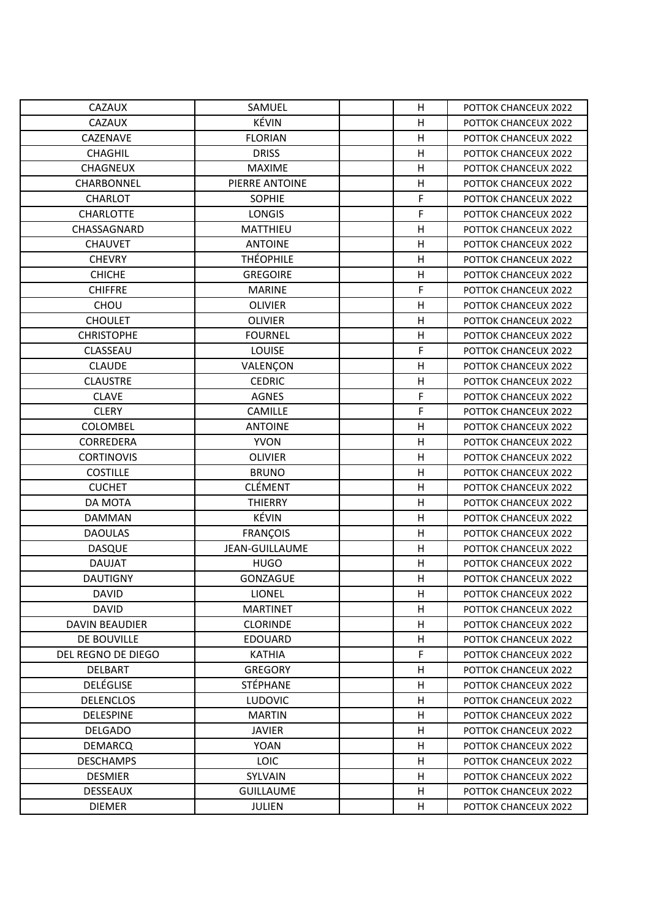| | | | | |
|---|---|---|---|---|
| CAZAUX | SAMUEL | | H | POTTOK CHANCEUX 2022 |
| CAZAUX | KÉVIN | | H | POTTOK CHANCEUX 2022 |
| CAZENAVE | FLORIAN | | H | POTTOK CHANCEUX 2022 |
| CHAGHIL | DRISS | | H | POTTOK CHANCEUX 2022 |
| CHAGNEUX | MAXIME | | H | POTTOK CHANCEUX 2022 |
| CHARBONNEL | PIERRE ANTOINE | | H | POTTOK CHANCEUX 2022 |
| CHARLOT | SOPHIE | | F | POTTOK CHANCEUX 2022 |
| CHARLOTTE | LONGIS | | F | POTTOK CHANCEUX 2022 |
| CHASSAGNARD | MATTHIEU | | H | POTTOK CHANCEUX 2022 |
| CHAUVET | ANTOINE | | H | POTTOK CHANCEUX 2022 |
| CHEVRY | THÉOPHILE | | H | POTTOK CHANCEUX 2022 |
| CHICHE | GREGOIRE | | H | POTTOK CHANCEUX 2022 |
| CHIFFRE | MARINE | | F | POTTOK CHANCEUX 2022 |
| CHOU | OLIVIER | | H | POTTOK CHANCEUX 2022 |
| CHOULET | OLIVIER | | H | POTTOK CHANCEUX 2022 |
| CHRISTOPHE | FOURNEL | | H | POTTOK CHANCEUX 2022 |
| CLASSEAU | LOUISE | | F | POTTOK CHANCEUX 2022 |
| CLAUDE | VALENÇON | | H | POTTOK CHANCEUX 2022 |
| CLAUSTRE | CEDRIC | | H | POTTOK CHANCEUX 2022 |
| CLAVE | AGNES | | F | POTTOK CHANCEUX 2022 |
| CLERY | CAMILLE | | F | POTTOK CHANCEUX 2022 |
| COLOMBEL | ANTOINE | | H | POTTOK CHANCEUX 2022 |
| CORREDERA | YVON | | H | POTTOK CHANCEUX 2022 |
| CORTINOVIS | OLIVIER | | H | POTTOK CHANCEUX 2022 |
| COSTILLE | BRUNO | | H | POTTOK CHANCEUX 2022 |
| CUCHET | CLÉMENT | | H | POTTOK CHANCEUX 2022 |
| DA MOTA | THIERRY | | H | POTTOK CHANCEUX 2022 |
| DAMMAN | KÉVIN | | H | POTTOK CHANCEUX 2022 |
| DAOULAS | FRANÇOIS | | H | POTTOK CHANCEUX 2022 |
| DASQUE | JEAN-GUILLAUME | | H | POTTOK CHANCEUX 2022 |
| DAUJAT | HUGO | | H | POTTOK CHANCEUX 2022 |
| DAUTIGNY | GONZAGUE | | H | POTTOK CHANCEUX 2022 |
| DAVID | LIONEL | | H | POTTOK CHANCEUX 2022 |
| DAVID | MARTINET | | H | POTTOK CHANCEUX 2022 |
| DAVIN BEAUDIER | CLORINDE | | H | POTTOK CHANCEUX 2022 |
| DE BOUVILLE | EDOUARD | | H | POTTOK CHANCEUX 2022 |
| DEL REGNO DE DIEGO | KATHIA | | F | POTTOK CHANCEUX 2022 |
| DELBART | GREGORY | | H | POTTOK CHANCEUX 2022 |
| DELÉGLISE | STÉPHANE | | H | POTTOK CHANCEUX 2022 |
| DELENCLOS | LUDOVIC | | H | POTTOK CHANCEUX 2022 |
| DELESPINE | MARTIN | | H | POTTOK CHANCEUX 2022 |
| DELGADO | JAVIER | | H | POTTOK CHANCEUX 2022 |
| DEMARCQ | YOAN | | H | POTTOK CHANCEUX 2022 |
| DESCHAMPS | LOIC | | H | POTTOK CHANCEUX 2022 |
| DESMIER | SYLVAIN | | H | POTTOK CHANCEUX 2022 |
| DESSEAUX | GUILLAUME | | H | POTTOK CHANCEUX 2022 |
| DIEMER | JULIEN | | H | POTTOK CHANCEUX 2022 |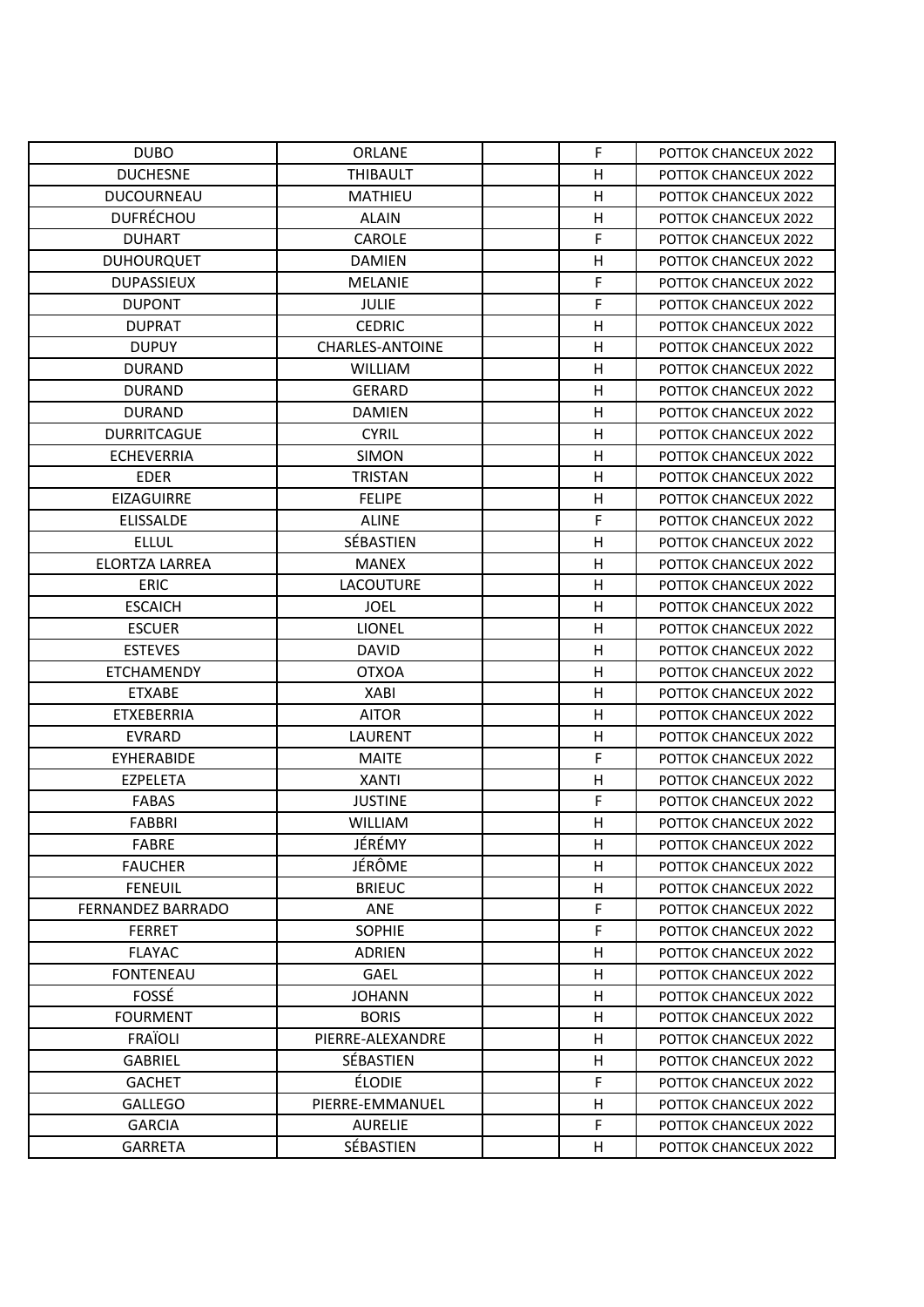| DUBO | ORLANE | | F | POTTOK CHANCEUX 2022 |
|---|---|---|---|---|
| DUCHESNE | THIBAULT | | H | POTTOK CHANCEUX 2022 |
| DUCOURNEAU | MATHIEU | | H | POTTOK CHANCEUX 2022 |
| DUFRÉCHOU | ALAIN | | H | POTTOK CHANCEUX 2022 |
| DUHART | CAROLE | | F | POTTOK CHANCEUX 2022 |
| DUHOURQUET | DAMIEN | | H | POTTOK CHANCEUX 2022 |
| DUPASSIEUX | MELANIE | | F | POTTOK CHANCEUX 2022 |
| DUPONT | JULIE | | F | POTTOK CHANCEUX 2022 |
| DUPRAT | CEDRIC | | H | POTTOK CHANCEUX 2022 |
| DUPUY | CHARLES-ANTOINE | | H | POTTOK CHANCEUX 2022 |
| DURAND | WILLIAM | | H | POTTOK CHANCEUX 2022 |
| DURAND | GERARD | | H | POTTOK CHANCEUX 2022 |
| DURAND | DAMIEN | | H | POTTOK CHANCEUX 2022 |
| DURRITCAGUE | CYRIL | | H | POTTOK CHANCEUX 2022 |
| ECHEVERRIA | SIMON | | H | POTTOK CHANCEUX 2022 |
| EDER | TRISTAN | | H | POTTOK CHANCEUX 2022 |
| EIZAGUIRRE | FELIPE | | H | POTTOK CHANCEUX 2022 |
| ELISSALDE | ALINE | | F | POTTOK CHANCEUX 2022 |
| ELLUL | SÉBASTIEN | | H | POTTOK CHANCEUX 2022 |
| ELORTZA LARREA | MANEX | | H | POTTOK CHANCEUX 2022 |
| ERIC | LACOUTURE | | H | POTTOK CHANCEUX 2022 |
| ESCAICH | JOEL | | H | POTTOK CHANCEUX 2022 |
| ESCUER | LIONEL | | H | POTTOK CHANCEUX 2022 |
| ESTEVES | DAVID | | H | POTTOK CHANCEUX 2022 |
| ETCHAMENDY | OTXOA | | H | POTTOK CHANCEUX 2022 |
| ETXABE | XABI | | H | POTTOK CHANCEUX 2022 |
| ETXEBERRIA | AITOR | | H | POTTOK CHANCEUX 2022 |
| EVRARD | LAURENT | | H | POTTOK CHANCEUX 2022 |
| EYHERABIDE | MAITE | | F | POTTOK CHANCEUX 2022 |
| EZPELETA | XANTI | | H | POTTOK CHANCEUX 2022 |
| FABAS | JUSTINE | | F | POTTOK CHANCEUX 2022 |
| FABBRI | WILLIAM | | H | POTTOK CHANCEUX 2022 |
| FABRE | JÉRÉMY | | H | POTTOK CHANCEUX 2022 |
| FAUCHER | JÉRÔME | | H | POTTOK CHANCEUX 2022 |
| FENEUIL | BRIEUC | | H | POTTOK CHANCEUX 2022 |
| FERNANDEZ BARRADO | ANE | | F | POTTOK CHANCEUX 2022 |
| FERRET | SOPHIE | | F | POTTOK CHANCEUX 2022 |
| FLAYAC | ADRIEN | | H | POTTOK CHANCEUX 2022 |
| FONTENEAU | GAEL | | H | POTTOK CHANCEUX 2022 |
| FOSSÉ | JOHANN | | H | POTTOK CHANCEUX 2022 |
| FOURMENT | BORIS | | H | POTTOK CHANCEUX 2022 |
| FRAÏOLI | PIERRE-ALEXANDRE | | H | POTTOK CHANCEUX 2022 |
| GABRIEL | SÉBASTIEN | | H | POTTOK CHANCEUX 2022 |
| GACHET | ÉLODIE | | F | POTTOK CHANCEUX 2022 |
| GALLEGO | PIERRE-EMMANUEL | | H | POTTOK CHANCEUX 2022 |
| GARCIA | AURELIE | | F | POTTOK CHANCEUX 2022 |
| GARRETA | SÉBASTIEN | | H | POTTOK CHANCEUX 2022 |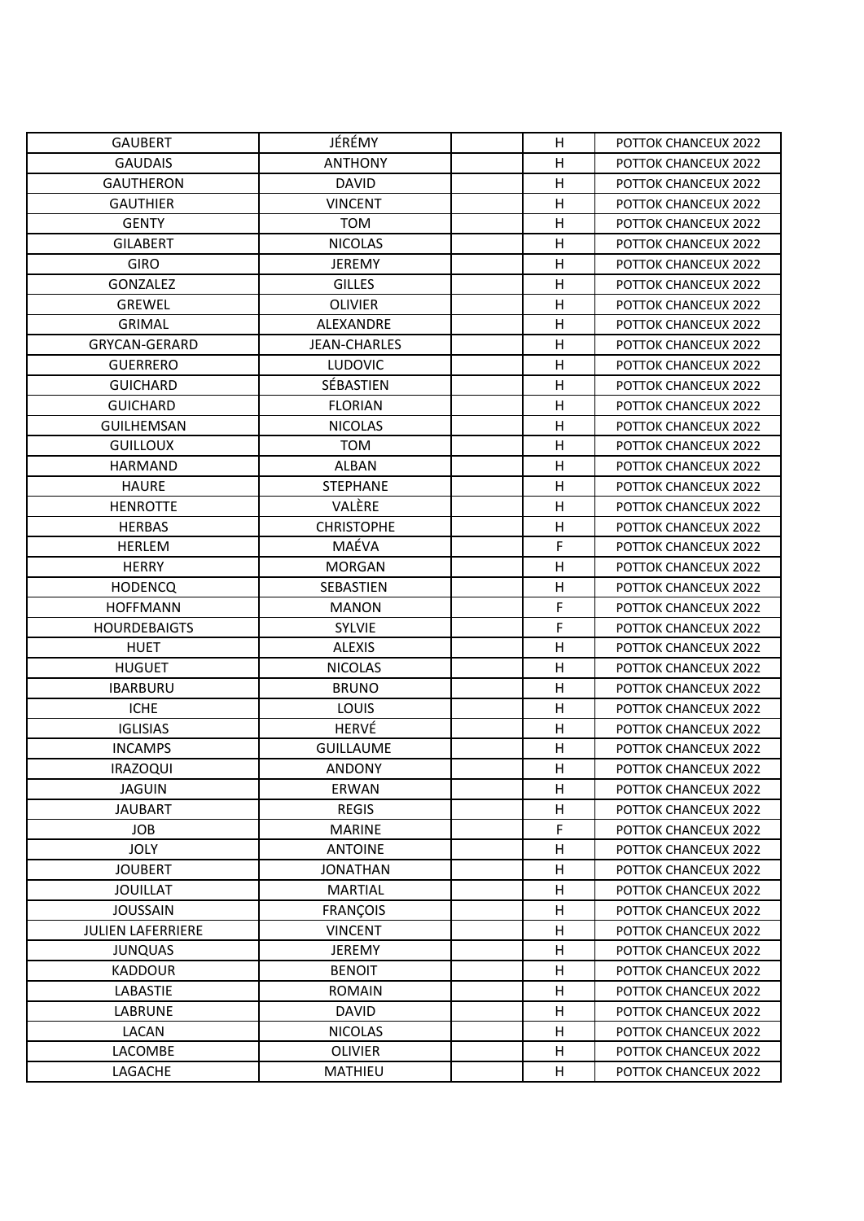| | | | | |
|---|---|---|---|---|
| GAUBERT | JÉRÉMY | | H | POTTOK CHANCEUX 2022 |
| GAUDAIS | ANTHONY | | H | POTTOK CHANCEUX 2022 |
| GAUTHERON | DAVID | | H | POTTOK CHANCEUX 2022 |
| GAUTHIER | VINCENT | | H | POTTOK CHANCEUX 2022 |
| GENTY | TOM | | H | POTTOK CHANCEUX 2022 |
| GILABERT | NICOLAS | | H | POTTOK CHANCEUX 2022 |
| GIRO | JEREMY | | H | POTTOK CHANCEUX 2022 |
| GONZALEZ | GILLES | | H | POTTOK CHANCEUX 2022 |
| GREWEL | OLIVIER | | H | POTTOK CHANCEUX 2022 |
| GRIMAL | ALEXANDRE | | H | POTTOK CHANCEUX 2022 |
| GRYCAN-GERARD | JEAN-CHARLES | | H | POTTOK CHANCEUX 2022 |
| GUERRERO | LUDOVIC | | H | POTTOK CHANCEUX 2022 |
| GUICHARD | SÉBASTIEN | | H | POTTOK CHANCEUX 2022 |
| GUICHARD | FLORIAN | | H | POTTOK CHANCEUX 2022 |
| GUILHEMSAN | NICOLAS | | H | POTTOK CHANCEUX 2022 |
| GUILLOUX | TOM | | H | POTTOK CHANCEUX 2022 |
| HARMAND | ALBAN | | H | POTTOK CHANCEUX 2022 |
| HAURE | STEPHANE | | H | POTTOK CHANCEUX 2022 |
| HENROTTE | VALÈRE | | H | POTTOK CHANCEUX 2022 |
| HERBAS | CHRISTOPHE | | H | POTTOK CHANCEUX 2022 |
| HERLEM | MAÉVA | | F | POTTOK CHANCEUX 2022 |
| HERRY | MORGAN | | H | POTTOK CHANCEUX 2022 |
| HODENCQ | SEBASTIEN | | H | POTTOK CHANCEUX 2022 |
| HOFFMANN | MANON | | F | POTTOK CHANCEUX 2022 |
| HOURDEBAIGTS | SYLVIE | | F | POTTOK CHANCEUX 2022 |
| HUET | ALEXIS | | H | POTTOK CHANCEUX 2022 |
| HUGUET | NICOLAS | | H | POTTOK CHANCEUX 2022 |
| IBARBURU | BRUNO | | H | POTTOK CHANCEUX 2022 |
| ICHE | LOUIS | | H | POTTOK CHANCEUX 2022 |
| IGLISIAS | HERVÉ | | H | POTTOK CHANCEUX 2022 |
| INCAMPS | GUILLAUME | | H | POTTOK CHANCEUX 2022 |
| IRAZOQUI | ANDONY | | H | POTTOK CHANCEUX 2022 |
| JAGUIN | ERWAN | | H | POTTOK CHANCEUX 2022 |
| JAUBART | REGIS | | H | POTTOK CHANCEUX 2022 |
| JOB | MARINE | | F | POTTOK CHANCEUX 2022 |
| JOLY | ANTOINE | | H | POTTOK CHANCEUX 2022 |
| JOUBERT | JONATHAN | | H | POTTOK CHANCEUX 2022 |
| JOUILLAT | MARTIAL | | H | POTTOK CHANCEUX 2022 |
| JOUSSAIN | FRANÇOIS | | H | POTTOK CHANCEUX 2022 |
| JULIEN LAFERRIERE | VINCENT | | H | POTTOK CHANCEUX 2022 |
| JUNQUAS | JEREMY | | H | POTTOK CHANCEUX 2022 |
| KADDOUR | BENOIT | | H | POTTOK CHANCEUX 2022 |
| LABASTIE | ROMAIN | | H | POTTOK CHANCEUX 2022 |
| LABRUNE | DAVID | | H | POTTOK CHANCEUX 2022 |
| LACAN | NICOLAS | | H | POTTOK CHANCEUX 2022 |
| LACOMBE | OLIVIER | | H | POTTOK CHANCEUX 2022 |
| LAGACHE | MATHIEU | | H | POTTOK CHANCEUX 2022 |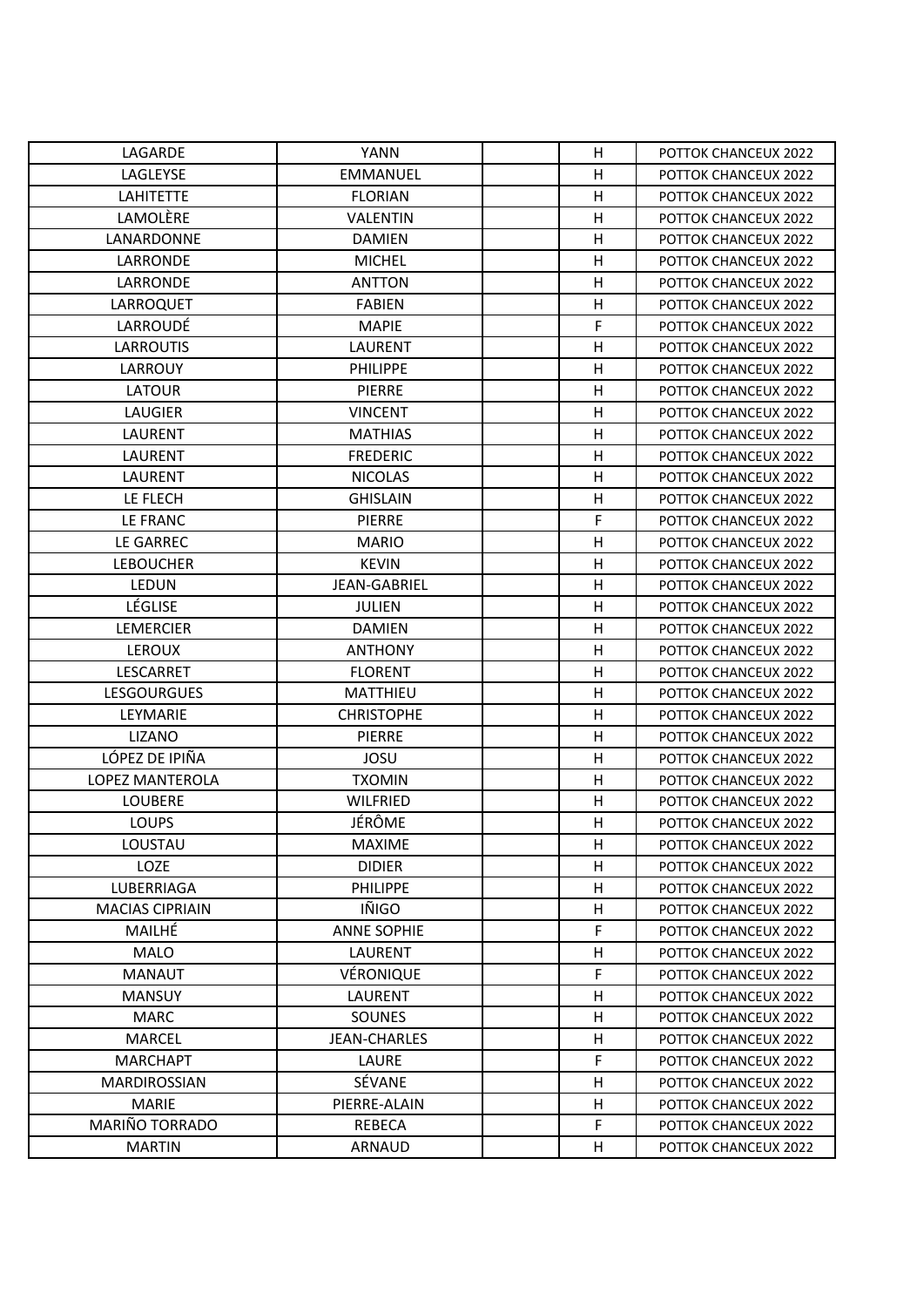| LAGARDE | YANN | | H | POTTOK CHANCEUX 2022 |
|---|---|---|---|---|
| LAGLEYSE | EMMANUEL | | H | POTTOK CHANCEUX 2022 |
| LAHITETTE | FLORIAN | | H | POTTOK CHANCEUX 2022 |
| LAMOLÈRE | VALENTIN | | H | POTTOK CHANCEUX 2022 |
| LANARDONNE | DAMIEN | | H | POTTOK CHANCEUX 2022 |
| LARRONDE | MICHEL | | H | POTTOK CHANCEUX 2022 |
| LARRONDE | ANTTON | | H | POTTOK CHANCEUX 2022 |
| LARROQUET | FABIEN | | H | POTTOK CHANCEUX 2022 |
| LARROUDÉ | MAPIE | | F | POTTOK CHANCEUX 2022 |
| LARROUTIS | LAURENT | | H | POTTOK CHANCEUX 2022 |
| LARROUY | PHILIPPE | | H | POTTOK CHANCEUX 2022 |
| LATOUR | PIERRE | | H | POTTOK CHANCEUX 2022 |
| LAUGIER | VINCENT | | H | POTTOK CHANCEUX 2022 |
| LAURENT | MATHIAS | | H | POTTOK CHANCEUX 2022 |
| LAURENT | FREDERIC | | H | POTTOK CHANCEUX 2022 |
| LAURENT | NICOLAS | | H | POTTOK CHANCEUX 2022 |
| LE FLECH | GHISLAIN | | H | POTTOK CHANCEUX 2022 |
| LE FRANC | PIERRE | | F | POTTOK CHANCEUX 2022 |
| LE GARREC | MARIO | | H | POTTOK CHANCEUX 2022 |
| LEBOUCHER | KEVIN | | H | POTTOK CHANCEUX 2022 |
| LEDUN | JEAN-GABRIEL | | H | POTTOK CHANCEUX 2022 |
| LÉGLISE | JULIEN | | H | POTTOK CHANCEUX 2022 |
| LEMERCIER | DAMIEN | | H | POTTOK CHANCEUX 2022 |
| LEROUX | ANTHONY | | H | POTTOK CHANCEUX 2022 |
| LESCARRET | FLORENT | | H | POTTOK CHANCEUX 2022 |
| LESGOURGUES | MATTHIEU | | H | POTTOK CHANCEUX 2022 |
| LEYMARIE | CHRISTOPHE | | H | POTTOK CHANCEUX 2022 |
| LIZANO | PIERRE | | H | POTTOK CHANCEUX 2022 |
| LÓPEZ DE IPIÑA | JOSU | | H | POTTOK CHANCEUX 2022 |
| LOPEZ MANTEROLA | TXOMIN | | H | POTTOK CHANCEUX 2022 |
| LOUBERE | WILFRIED | | H | POTTOK CHANCEUX 2022 |
| LOUPS | JÉRÔME | | H | POTTOK CHANCEUX 2022 |
| LOUSTAU | MAXIME | | H | POTTOK CHANCEUX 2022 |
| LOZE | DIDIER | | H | POTTOK CHANCEUX 2022 |
| LUBERRIAGA | PHILIPPE | | H | POTTOK CHANCEUX 2022 |
| MACIAS CIPRIAIN | IÑIGO | | H | POTTOK CHANCEUX 2022 |
| MAILHÉ | ANNE SOPHIE | | F | POTTOK CHANCEUX 2022 |
| MALO | LAURENT | | H | POTTOK CHANCEUX 2022 |
| MANAUT | VÉRONIQUE | | F | POTTOK CHANCEUX 2022 |
| MANSUY | LAURENT | | H | POTTOK CHANCEUX 2022 |
| MARC | SOUNES | | H | POTTOK CHANCEUX 2022 |
| MARCEL | JEAN-CHARLES | | H | POTTOK CHANCEUX 2022 |
| MARCHAPT | LAURE | | F | POTTOK CHANCEUX 2022 |
| MARDIROSSIAN | SÉVANE | | H | POTTOK CHANCEUX 2022 |
| MARIE | PIERRE-ALAIN | | H | POTTOK CHANCEUX 2022 |
| MARIÑO TORRADO | REBECA | | F | POTTOK CHANCEUX 2022 |
| MARTIN | ARNAUD | | H | POTTOK CHANCEUX 2022 |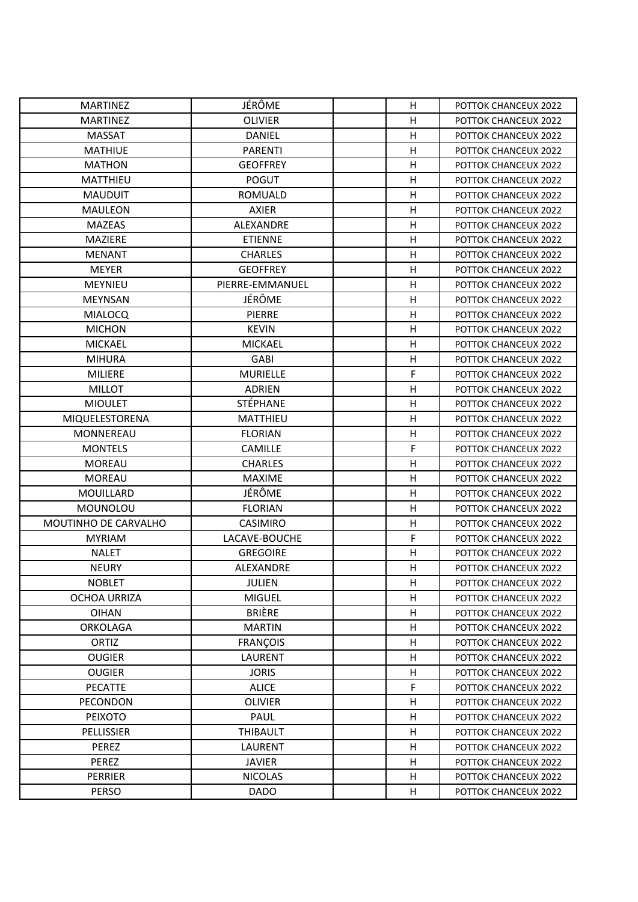| | | | | |
|---|---|---|---|---|
| MARTINEZ | JÉRÔME | | H | POTTOK CHANCEUX 2022 |
| MARTINEZ | OLIVIER | | H | POTTOK CHANCEUX 2022 |
| MASSAT | DANIEL | | H | POTTOK CHANCEUX 2022 |
| MATHIUE | PARENTI | | H | POTTOK CHANCEUX 2022 |
| MATHON | GEOFFREY | | H | POTTOK CHANCEUX 2022 |
| MATTHIEU | POGUT | | H | POTTOK CHANCEUX 2022 |
| MAUDUIT | ROMUALD | | H | POTTOK CHANCEUX 2022 |
| MAULEON | AXIER | | H | POTTOK CHANCEUX 2022 |
| MAZEAS | ALEXANDRE | | H | POTTOK CHANCEUX 2022 |
| MAZIERE | ETIENNE | | H | POTTOK CHANCEUX 2022 |
| MENANT | CHARLES | | H | POTTOK CHANCEUX 2022 |
| MEYER | GEOFFREY | | H | POTTOK CHANCEUX 2022 |
| MEYNIEU | PIERRE-EMMANUEL | | H | POTTOK CHANCEUX 2022 |
| MEYNSAN | JÉRÔME | | H | POTTOK CHANCEUX 2022 |
| MIALOCQ | PIERRE | | H | POTTOK CHANCEUX 2022 |
| MICHON | KEVIN | | H | POTTOK CHANCEUX 2022 |
| MICKAEL | MICKAEL | | H | POTTOK CHANCEUX 2022 |
| MIHURA | GABI | | H | POTTOK CHANCEUX 2022 |
| MILIERE | MURIELLE | | F | POTTOK CHANCEUX 2022 |
| MILLOT | ADRIEN | | H | POTTOK CHANCEUX 2022 |
| MIOULET | STÉPHANE | | H | POTTOK CHANCEUX 2022 |
| MIQUELESTORENA | MATTHIEU | | H | POTTOK CHANCEUX 2022 |
| MONNEREAU | FLORIAN | | H | POTTOK CHANCEUX 2022 |
| MONTELS | CAMILLE | | F | POTTOK CHANCEUX 2022 |
| MOREAU | CHARLES | | H | POTTOK CHANCEUX 2022 |
| MOREAU | MAXIME | | H | POTTOK CHANCEUX 2022 |
| MOUILLARD | JÉRÔME | | H | POTTOK CHANCEUX 2022 |
| MOUNOLOU | FLORIAN | | H | POTTOK CHANCEUX 2022 |
| MOUTINHO DE CARVALHO | CASIMIRO | | H | POTTOK CHANCEUX 2022 |
| MYRIAM | LACAVE-BOUCHE | | F | POTTOK CHANCEUX 2022 |
| NALET | GREGOIRE | | H | POTTOK CHANCEUX 2022 |
| NEURY | ALEXANDRE | | H | POTTOK CHANCEUX 2022 |
| NOBLET | JULIEN | | H | POTTOK CHANCEUX 2022 |
| OCHOA URRIZA | MIGUEL | | H | POTTOK CHANCEUX 2022 |
| OIHAN | BRIÈRE | | H | POTTOK CHANCEUX 2022 |
| ORKOLAGA | MARTIN | | H | POTTOK CHANCEUX 2022 |
| ORTIZ | FRANÇOIS | | H | POTTOK CHANCEUX 2022 |
| OUGIER | LAURENT | | H | POTTOK CHANCEUX 2022 |
| OUGIER | JORIS | | H | POTTOK CHANCEUX 2022 |
| PECATTE | ALICE | | F | POTTOK CHANCEUX 2022 |
| PECONDON | OLIVIER | | H | POTTOK CHANCEUX 2022 |
| PEIXOTO | PAUL | | H | POTTOK CHANCEUX 2022 |
| PELLISSIER | THIBAULT | | H | POTTOK CHANCEUX 2022 |
| PEREZ | LAURENT | | H | POTTOK CHANCEUX 2022 |
| PEREZ | JAVIER | | H | POTTOK CHANCEUX 2022 |
| PERRIER | NICOLAS | | H | POTTOK CHANCEUX 2022 |
| PERSO | DADO | | H | POTTOK CHANCEUX 2022 |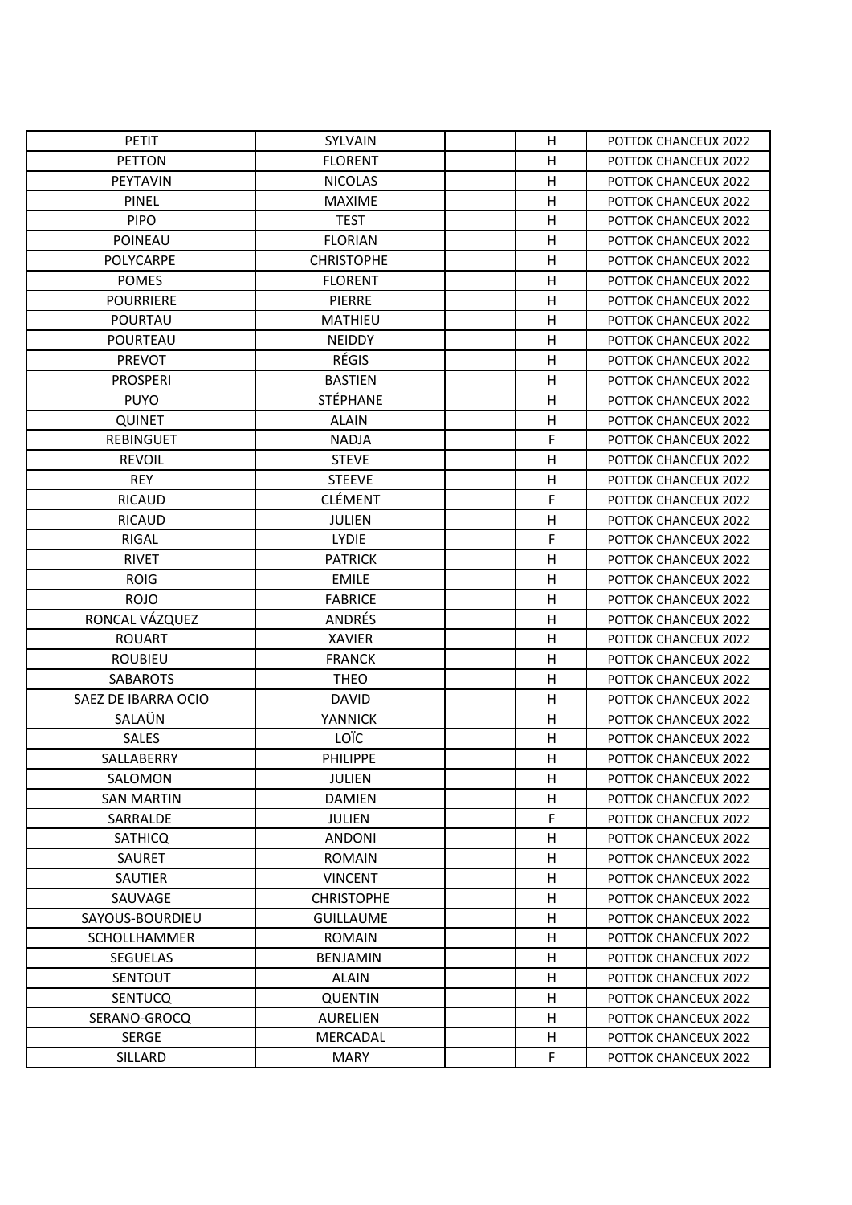| | | | | |
|---|---|---|---|---|
| PETIT | SYLVAIN | | H | POTTOK CHANCEUX 2022 |
| PETTON | FLORENT | | H | POTTOK CHANCEUX 2022 |
| PEYTAVIN | NICOLAS | | H | POTTOK CHANCEUX 2022 |
| PINEL | MAXIME | | H | POTTOK CHANCEUX 2022 |
| PIPO | TEST | | H | POTTOK CHANCEUX 2022 |
| POINEAU | FLORIAN | | H | POTTOK CHANCEUX 2022 |
| POLYCARPE | CHRISTOPHE | | H | POTTOK CHANCEUX 2022 |
| POMES | FLORENT | | H | POTTOK CHANCEUX 2022 |
| POURRIERE | PIERRE | | H | POTTOK CHANCEUX 2022 |
| POURTAU | MATHIEU | | H | POTTOK CHANCEUX 2022 |
| POURTEAU | NEIDDY | | H | POTTOK CHANCEUX 2022 |
| PREVOT | RÉGIS | | H | POTTOK CHANCEUX 2022 |
| PROSPERI | BASTIEN | | H | POTTOK CHANCEUX 2022 |
| PUYO | STÉPHANE | | H | POTTOK CHANCEUX 2022 |
| QUINET | ALAIN | | H | POTTOK CHANCEUX 2022 |
| REBINGUET | NADJA | | F | POTTOK CHANCEUX 2022 |
| REVOIL | STEVE | | H | POTTOK CHANCEUX 2022 |
| REY | STEEVE | | H | POTTOK CHANCEUX 2022 |
| RICAUD | CLÉMENT | | F | POTTOK CHANCEUX 2022 |
| RICAUD | JULIEN | | H | POTTOK CHANCEUX 2022 |
| RIGAL | LYDIE | | F | POTTOK CHANCEUX 2022 |
| RIVET | PATRICK | | H | POTTOK CHANCEUX 2022 |
| ROIG | EMILE | | H | POTTOK CHANCEUX 2022 |
| ROJO | FABRICE | | H | POTTOK CHANCEUX 2022 |
| RONCAL VÁZQUEZ | ANDRÉS | | H | POTTOK CHANCEUX 2022 |
| ROUART | XAVIER | | H | POTTOK CHANCEUX 2022 |
| ROUBIEU | FRANCK | | H | POTTOK CHANCEUX 2022 |
| SABAROTS | THEO | | H | POTTOK CHANCEUX 2022 |
| SAEZ DE IBARRA OCIO | DAVID | | H | POTTOK CHANCEUX 2022 |
| SALAÜN | YANNICK | | H | POTTOK CHANCEUX 2022 |
| SALES | LOÏC | | H | POTTOK CHANCEUX 2022 |
| SALLABERRY | PHILIPPE | | H | POTTOK CHANCEUX 2022 |
| SALOMON | JULIEN | | H | POTTOK CHANCEUX 2022 |
| SAN MARTIN | DAMIEN | | H | POTTOK CHANCEUX 2022 |
| SARRALDE | JULIEN | | F | POTTOK CHANCEUX 2022 |
| SATHICQ | ANDONI | | H | POTTOK CHANCEUX 2022 |
| SAURET | ROMAIN | | H | POTTOK CHANCEUX 2022 |
| SAUTIER | VINCENT | | H | POTTOK CHANCEUX 2022 |
| SAUVAGE | CHRISTOPHE | | H | POTTOK CHANCEUX 2022 |
| SAYOUS-BOURDIEU | GUILLAUME | | H | POTTOK CHANCEUX 2022 |
| SCHOLLHAMMER | ROMAIN | | H | POTTOK CHANCEUX 2022 |
| SEGUELAS | BENJAMIN | | H | POTTOK CHANCEUX 2022 |
| SENTOUT | ALAIN | | H | POTTOK CHANCEUX 2022 |
| SENTUCQ | QUENTIN | | H | POTTOK CHANCEUX 2022 |
| SERANO-GROCQ | AURELIEN | | H | POTTOK CHANCEUX 2022 |
| SERGE | MERCADAL | | H | POTTOK CHANCEUX 2022 |
| SILLARD | MARY | | F | POTTOK CHANCEUX 2022 |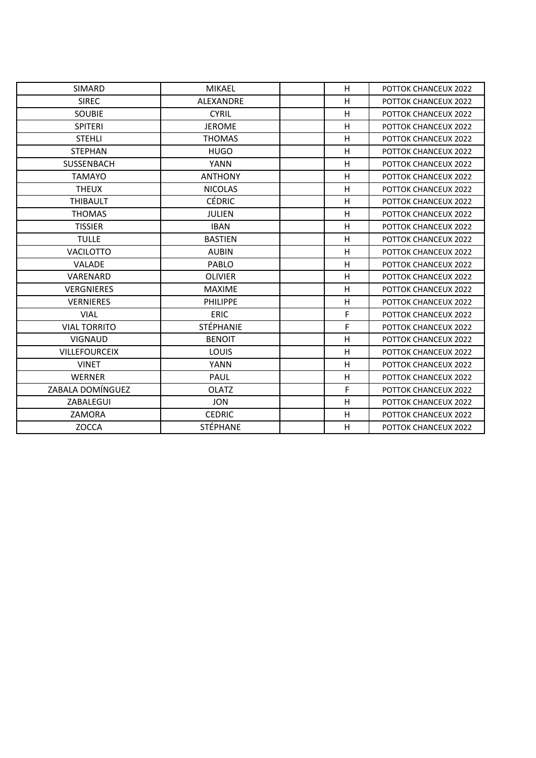| | | | | |
|---|---|---|---|---|
| SIMARD | MIKAEL | | H | POTTOK CHANCEUX 2022 |
| SIREC | ALEXANDRE | | H | POTTOK CHANCEUX 2022 |
| SOUBIE | CYRIL | | H | POTTOK CHANCEUX 2022 |
| SPITERI | JEROME | | H | POTTOK CHANCEUX 2022 |
| STEHLI | THOMAS | | H | POTTOK CHANCEUX 2022 |
| STEPHAN | HUGO | | H | POTTOK CHANCEUX 2022 |
| SUSSENBACH | YANN | | H | POTTOK CHANCEUX 2022 |
| TAMAYO | ANTHONY | | H | POTTOK CHANCEUX 2022 |
| THEUX | NICOLAS | | H | POTTOK CHANCEUX 2022 |
| THIBAULT | CÉDRIC | | H | POTTOK CHANCEUX 2022 |
| THOMAS | JULIEN | | H | POTTOK CHANCEUX 2022 |
| TISSIER | IBAN | | H | POTTOK CHANCEUX 2022 |
| TULLE | BASTIEN | | H | POTTOK CHANCEUX 2022 |
| VACILOTTO | AUBIN | | H | POTTOK CHANCEUX 2022 |
| VALADE | PABLO | | H | POTTOK CHANCEUX 2022 |
| VARENARD | OLIVIER | | H | POTTOK CHANCEUX 2022 |
| VERGNIERES | MAXIME | | H | POTTOK CHANCEUX 2022 |
| VERNIERES | PHILIPPE | | H | POTTOK CHANCEUX 2022 |
| VIAL | ERIC | | F | POTTOK CHANCEUX 2022 |
| VIAL TORRITO | STÉPHANIE | | F | POTTOK CHANCEUX 2022 |
| VIGNAUD | BENOIT | | H | POTTOK CHANCEUX 2022 |
| VILLEFOURCEIX | LOUIS | | H | POTTOK CHANCEUX 2022 |
| VINET | YANN | | H | POTTOK CHANCEUX 2022 |
| WERNER | PAUL | | H | POTTOK CHANCEUX 2022 |
| ZABALA DOMÍNGUEZ | OLATZ | | F | POTTOK CHANCEUX 2022 |
| ZABALEGUI | JON | | H | POTTOK CHANCEUX 2022 |
| ZAMORA | CEDRIC | | H | POTTOK CHANCEUX 2022 |
| ZOCCA | STÉPHANE | | H | POTTOK CHANCEUX 2022 |